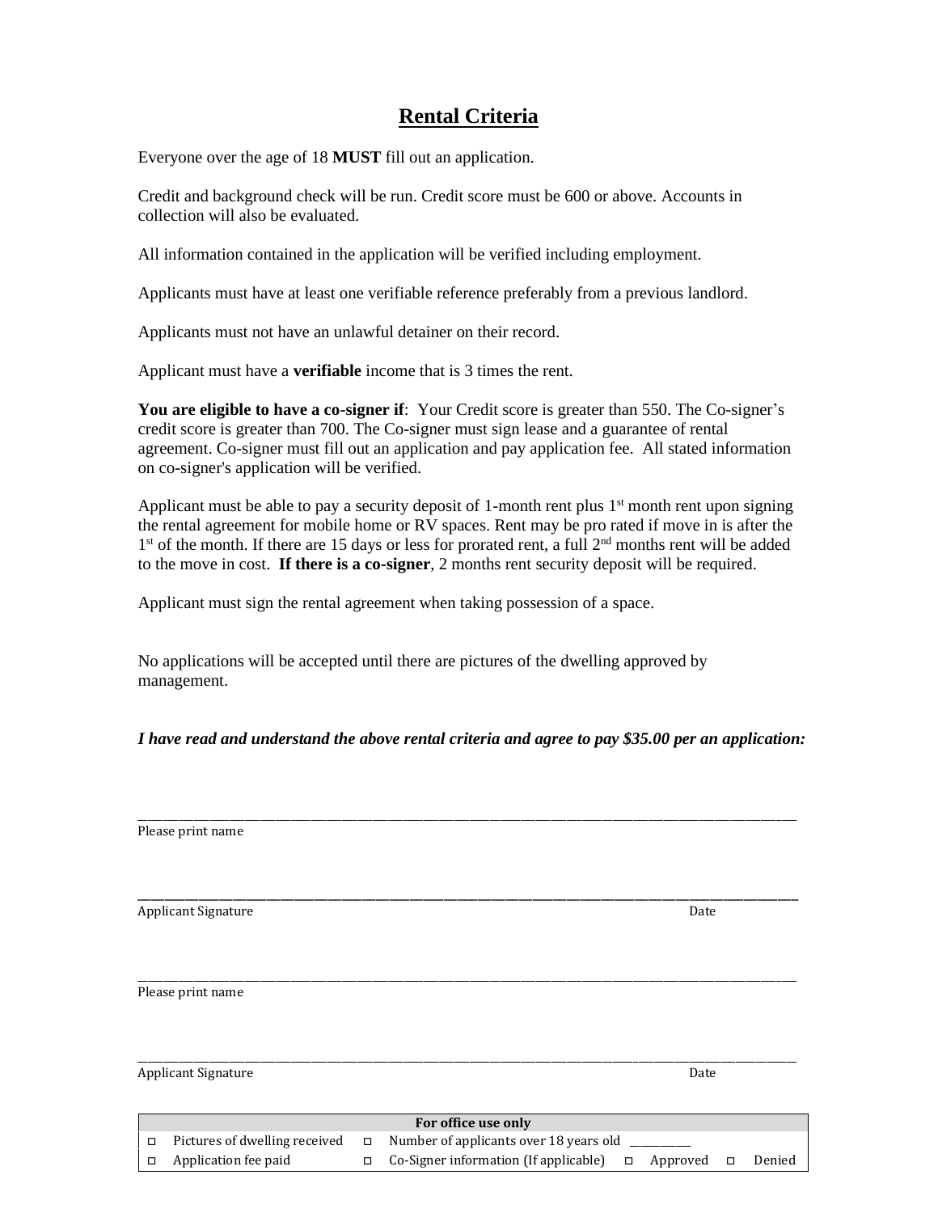# Rental Criteria

Everyone over the age of 18 **MUST** fill out an application.

Credit and background check will be run. Credit score must be 600 or above. Accounts in collection will also be evaluated.

All information contained in the application will be verified including employment.

Applicants must have at least one verifiable reference preferably from a previous landlord.

Applicants must not have an unlawful detainer on their record.

Applicant must have a **verifiable** income that is 3 times the rent.

**You are eligible to have a co-signer if**: Your Credit score is greater than 550. The Co-signer's credit score is greater than 700. The Co-signer must sign lease and a guarantee of rental agreement. Co-signer must fill out an application and pay application fee. All stated information on co-signer's application will be verified.

Applicant must be able to pay a security deposit of 1-month rent plus 1st month rent upon signing the rental agreement for mobile home or RV spaces. Rent may be pro rated if move in is after the 1st of the month. If there are 15 days or less for prorated rent, a full 2nd months rent will be added to the move in cost. **If there is a co-signer**, 2 months rent security deposit will be required.

Applicant must sign the rental agreement when taking possession of a space.

No applications will be accepted until there are pictures of the dwelling approved by management.

***I have read and understand the above rental criteria and agree to pay $35.00 per an application:***

___________________________________________
Please print name

___________________________________________
Applicant Signature Date

___________________________________________
Please print name

___________________________________________
Applicant Signature Date

| For office use only | | | |
|---|---|---|---|
| ☐ Pictures of dwelling received | ☐ Number of applicants over 18 years old ________ | | |
| ☐ Application fee paid | ☐ Co-Signer information (If applicable) | ☐ Approved | ☐ Denied |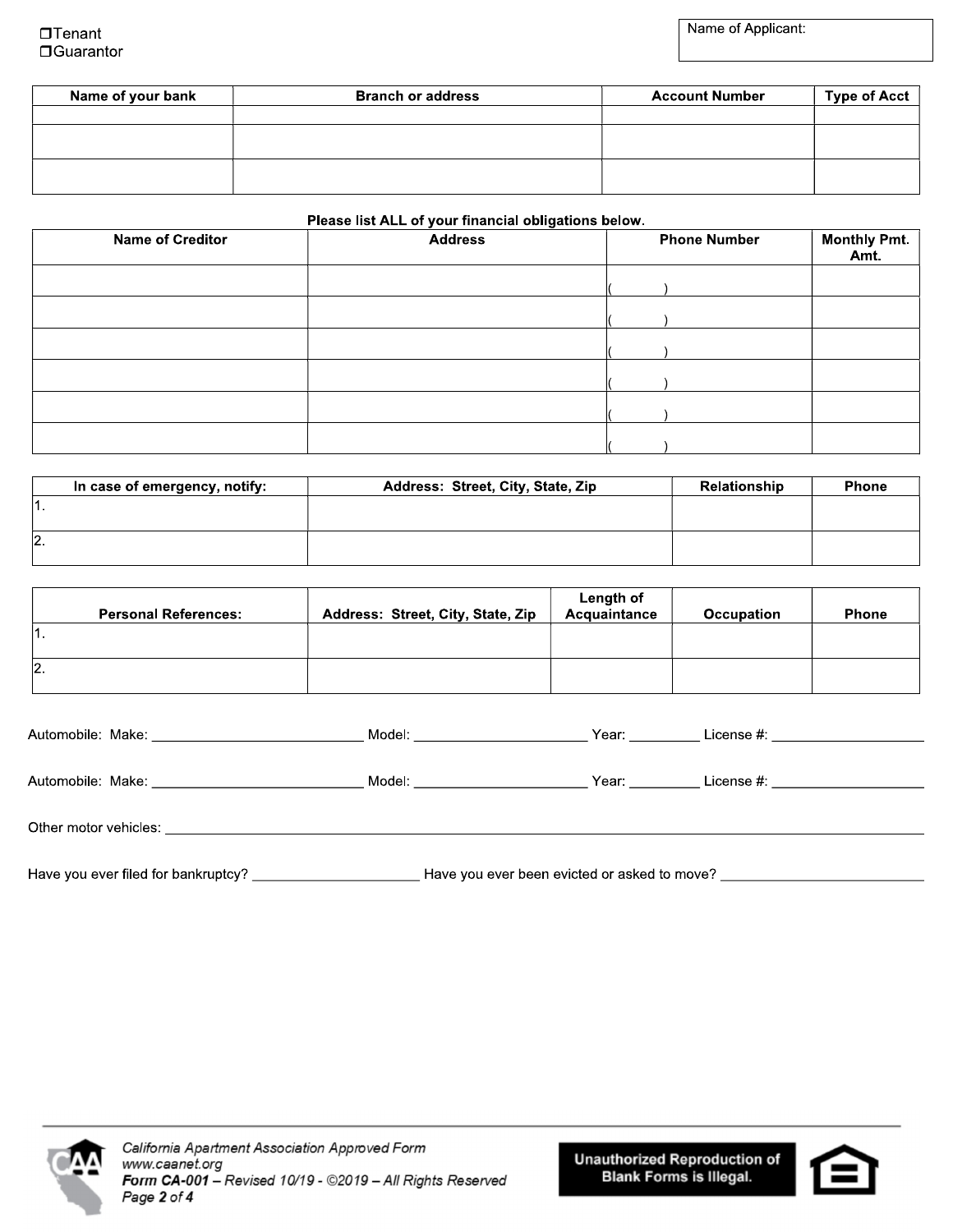☐Tenant
☐Guarantor

Name of Applicant:

| Name of your bank | Branch or address | Account Number | Type of Acct |
|---|---|---|---|
| | | | |
| | | | |
| | | | |

**Please list ALL of your financial obligations below.**

| Name of Creditor | Address | Phone Number | Monthly Pmt. Amt. |
|---|---|---|---|
| | | ( ) | |
| | | ( ) | |
| | | ( ) | |
| | | ( ) | |
| | | ( ) | |
| | | ( ) | |

| In case of emergency, notify: | Address: Street, City, State, Zip | Relationship | Phone |
|---|---|---|---|
| 1. | | | |
| 2. | | | |

| Personal References: | Address: Street, City, State, Zip | Length of Acquaintance | Occupation | Phone |
|---|---|---|---|---|
| 1. | | | | |
| 2. | | | | |

Automobile: Make: ____________________ Model: ____________________ Year: ________ License #: ____________________

Automobile: Make: ____________________ Model: ____________________ Year: ________ License #: ____________________

Other motor vehicles: ________________________________________________________________

Have you ever filed for bankruptcy? ____________________ Have you ever been evicted or asked to move? ____________________

California Apartment Association Approved Form
www.caanet.org
*Form CA-001 – Revised 10/19 - ©2019 – All Rights Reserved*

**Unauthorized Reproduction of Blank Forms is Illegal.**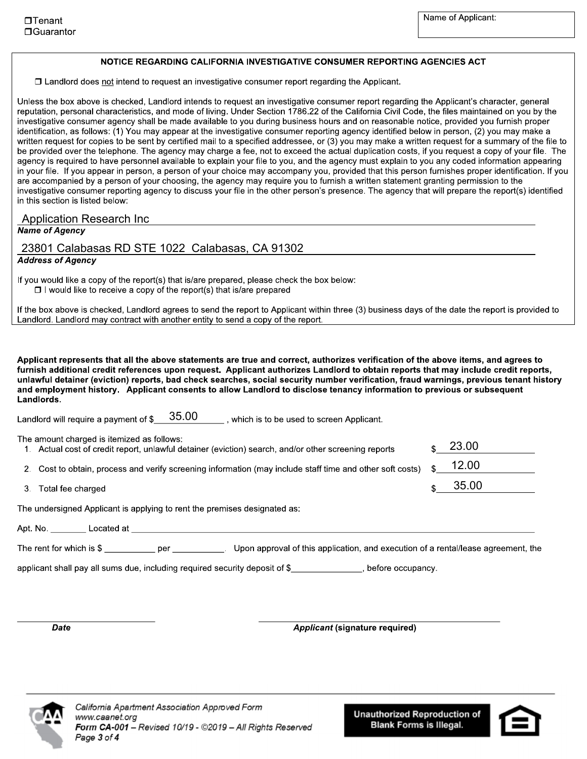☐ Tenant
☐ Guarantor

Name of Applicant:

## NOTICE REGARDING CALIFORNIA INVESTIGATIVE CONSUMER REPORTING AGENCIES ACT

☐ Landlord does not intend to request an investigative consumer report regarding the Applicant.

Unless the box above is checked, Landlord intends to request an investigative consumer report regarding the Applicant's character, general reputation, personal characteristics, and mode of living. Under Section 1786.22 of the California Civil Code, the files maintained on you by the investigative consumer agency shall be made available to you during business hours and on reasonable notice, provided you furnish proper identification, as follows: (1) You may appear at the investigative consumer reporting agency identified below in person, (2) you may make a written request for copies to be sent by certified mail to a specified addressee, or (3) you may make a written request for a summary of the file to be provided over the telephone. The agency may charge a fee, not to exceed the actual duplication costs, if you request a copy of your file. The agency is required to have personnel available to explain your file to you, and the agency must explain to you any coded information appearing in your file. If you appear in person, a person of your choice may accompany you, provided that this person furnishes proper identification. If you are accompanied by a person of your choosing, the agency may require you to furnish a written statement granting permission to the investigative consumer reporting agency to discuss your file in the other person's presence. The agency that will prepare the report(s) identified in this section is listed below:

Application Research Inc
***Name of Agency***

23801 Calabasas RD STE 1022 Calabasas, CA 91302
***Address of Agency***

If you would like a copy of the report(s) that is/are prepared, please check the box below:
☐ I would like to receive a copy of the report(s) that is/are prepared

If the box above is checked, Landlord agrees to send the report to Applicant within three (3) business days of the date the report is provided to Landlord. Landlord may contract with another entity to send a copy of the report.

**Applicant represents that all the above statements are true and correct, authorizes verification of the above items, and agrees to furnish additional credit references upon request. Applicant authorizes Landlord to obtain reports that may include credit reports, unlawful detainer (eviction) reports, bad check searches, social security number verification, fraud warnings, previous tenant history and employment history. Applicant consents to allow Landlord to disclose tenancy information to previous or subsequent Landlords.**

Landlord will require a payment of $ 35.00 , which is to be used to screen Applicant.

The amount charged is itemized as follows:

1. Actual cost of credit report, unlawful detainer (eviction) search, and/or other screening reports $ 23.00
2. Cost to obtain, process and verify screening information (may include staff time and other soft costs) $ 12.00
3. Total fee charged $ 35.00

The undersigned Applicant is applying to rent the premises designated as:

Apt. No. ________ Located at ________________________________________

The rent for which is $ __________ per __________. Upon approval of this application, and execution of a rental/lease agreement, the applicant shall pay all sums due, including required security deposit of $______________, before occupancy.

________________________ ________________________
***Date*** ***Applicant*** **(signature required)**

*California Apartment Association Approved Form*
*www.caanet.org*
***Form CA-001** – Revised 10/19 - ©2019 – All Rights Reserved*

**Unauthorized Reproduction of Blank Forms is Illegal.**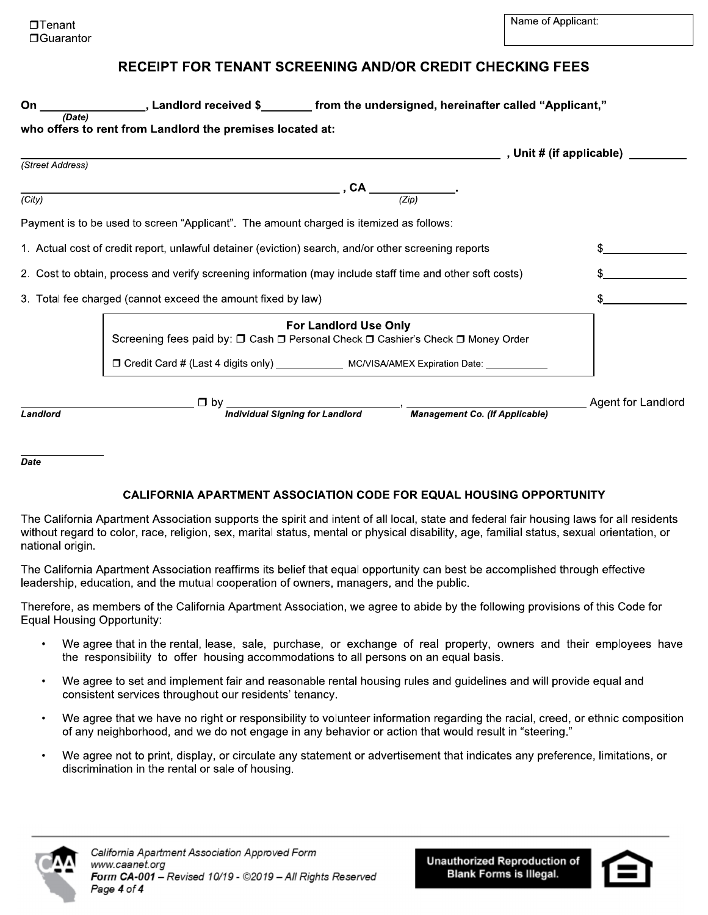☐Tenant
☐Guarantor

Name of Applicant:

## RECEIPT FOR TENANT SCREENING AND/OR CREDIT CHECKING FEES

**On _______________, Landlord received $_______ from the undersigned, hereinafter called "Applicant,"**
***(Date)***
**who offers to rent from Landlord the premises located at:**

_____________________________________________________________________ **, Unit # (if applicable)** ________
*(Street Address)*

_____________________________________________ **, CA** ____________.
*(City)* *(Zip)*

Payment is to be used to screen "Applicant". The amount charged is itemized as follows:

1. Actual cost of credit report, unlawful detainer (eviction) search, and/or other screening reports $_____________
2. Cost to obtain, process and verify screening information (may include staff time and other soft costs) $_____________
3. Total fee charged (cannot exceed the amount fixed by law) $_____________

**For Landlord Use Only**
Screening fees paid by: ☐ Cash ☐ Personal Check ☐ Cashier's Check ☐ Money Order
☐ Credit Card # (Last 4 digits only) ___________ MC/VISA/AMEX Expiration Date: ___________

___________________________ ☐ by ___________________________, ___________________________ Agent for Landlord
***Landlord*** ***Individual Signing for Landlord*** ***Management Co. (If Applicable)***

_____________
***Date***

### CALIFORNIA APARTMENT ASSOCIATION CODE FOR EQUAL HOUSING OPPORTUNITY

The California Apartment Association supports the spirit and intent of all local, state and federal fair housing laws for all residents without regard to color, race, religion, sex, marital status, mental or physical disability, age, familial status, sexual orientation, or national origin.

The California Apartment Association reaffirms its belief that equal opportunity can best be accomplished through effective leadership, education, and the mutual cooperation of owners, managers, and the public.

Therefore, as members of the California Apartment Association, we agree to abide by the following provisions of this Code for Equal Housing Opportunity:

- We agree that in the rental, lease, sale, purchase, or exchange of real property, owners and their employees have the responsibility to offer housing accommodations to all persons on an equal basis.
- We agree to set and implement fair and reasonable rental housing rules and guidelines and will provide equal and consistent services throughout our residents' tenancy.
- We agree that we have no right or responsibility to volunteer information regarding the racial, creed, or ethnic composition of any neighborhood, and we do not engage in any behavior or action that would result in "steering."
- We agree not to print, display, or circulate any statement or advertisement that indicates any preference, limitations, or discrimination in the rental or sale of housing.

*California Apartment Association Approved Form*
*www.caanet.org*
***Form CA-001** – Revised 10/19 - ©2019 – All Rights Reserved*

**Unauthorized Reproduction of Blank Forms is Illegal.**